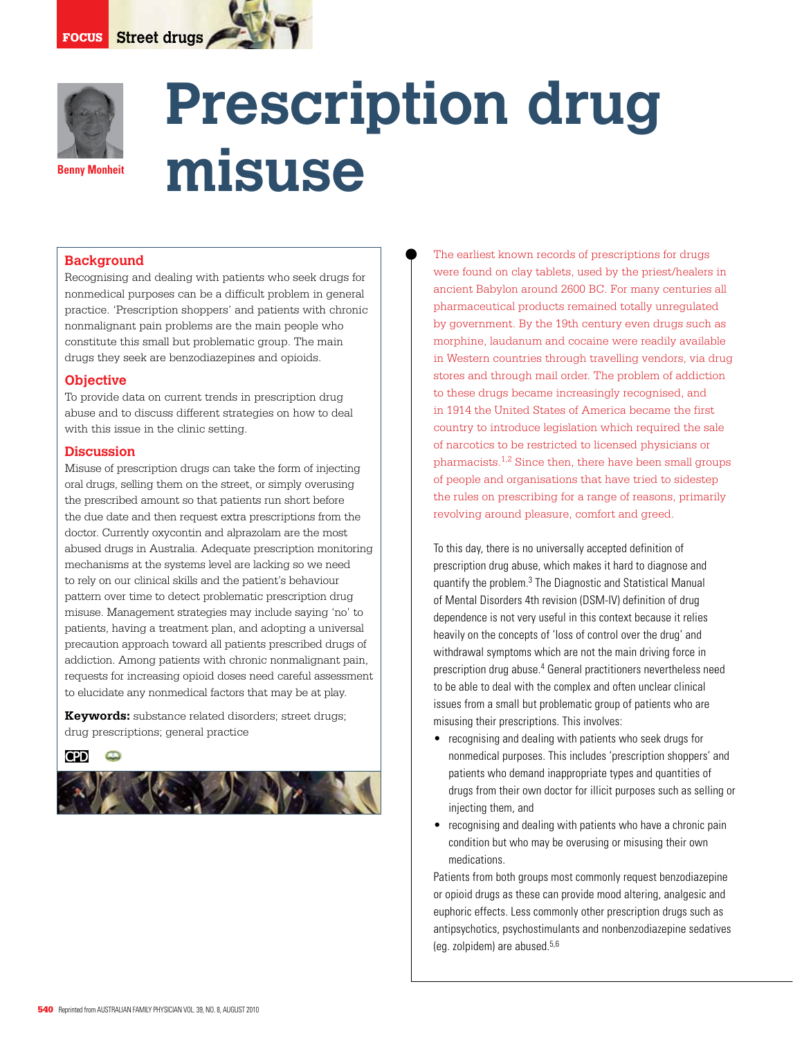# Prescription drug misuse

**Benny Monheit**

## Background

Recognising and dealing with patients who seek drugs for nonmedical purposes can be a difficult problem in general practice. 'Prescription shoppers' and patients with chronic nonmalignant pain problems are the main people who constitute this small but problematic group. The main drugs they seek are benzodiazepines and opioids.

## Objective

To provide data on current trends in prescription drug abuse and to discuss different strategies on how to deal with this issue in the clinic setting.

## Discussion

Misuse of prescription drugs can take the form of injecting oral drugs, selling them on the street, or simply overusing the prescribed amount so that patients run short before the due date and then request extra prescriptions from the doctor. Currently oxycontin and alprazolam are the most abused drugs in Australia. Adequate prescription monitoring mechanisms at the systems level are lacking so we need to rely on our clinical skills and the patient's behaviour pattern over time to detect problematic prescription drug misuse. Management strategies may include saying 'no' to patients, having a treatment plan, and adopting a universal precaution approach toward all patients prescribed drugs of addiction. Among patients with chronic nonmalignant pain, requests for increasing opioid doses need careful assessment to elucidate any nonmedical factors that may be at play.

**Keywords:** substance related disorders; street drugs; drug prescriptions; general practice

The earliest known records of prescriptions for drugs were found on clay tablets, used by the priest/healers in ancient Babylon around 2600 BC. For many centuries all pharmaceutical products remained totally unregulated by government. By the 19th century even drugs such as morphine, laudanum and cocaine were readily available in Western countries through travelling vendors, via drug stores and through mail order. The problem of addiction to these drugs became increasingly recognised, and in 1914 the United States of America became the first country to introduce legislation which required the sale of narcotics to be restricted to licensed physicians or pharmacists.[1,2] Since then, there have been small groups of people and organisations that have tried to sidestep the rules on prescribing for a range of reasons, primarily revolving around pleasure, comfort and greed.

To this day, there is no universally accepted definition of prescription drug abuse, which makes it hard to diagnose and quantify the problem.[3] The Diagnostic and Statistical Manual of Mental Disorders 4th revision (DSM-IV) definition of drug dependence is not very useful in this context because it relies heavily on the concepts of 'loss of control over the drug' and withdrawal symptoms which are not the main driving force in prescription drug abuse.[4] General practitioners nevertheless need to be able to deal with the complex and often unclear clinical issues from a small but problematic group of patients who are misusing their prescriptions. This involves:

- recognising and dealing with patients who seek drugs for nonmedical purposes. This includes 'prescription shoppers' and patients who demand inappropriate types and quantities of drugs from their own doctor for illicit purposes such as selling or injecting them, and
- recognising and dealing with patients who have a chronic pain condition but who may be overusing or misusing their own medications.

Patients from both groups most commonly request benzodiazepine or opioid drugs as these can provide mood altering, analgesic and euphoric effects. Less commonly other prescription drugs such as antipsychotics, psychostimulants and nonbenzodiazepine sedatives (eg. zolpidem) are abused.[5,6]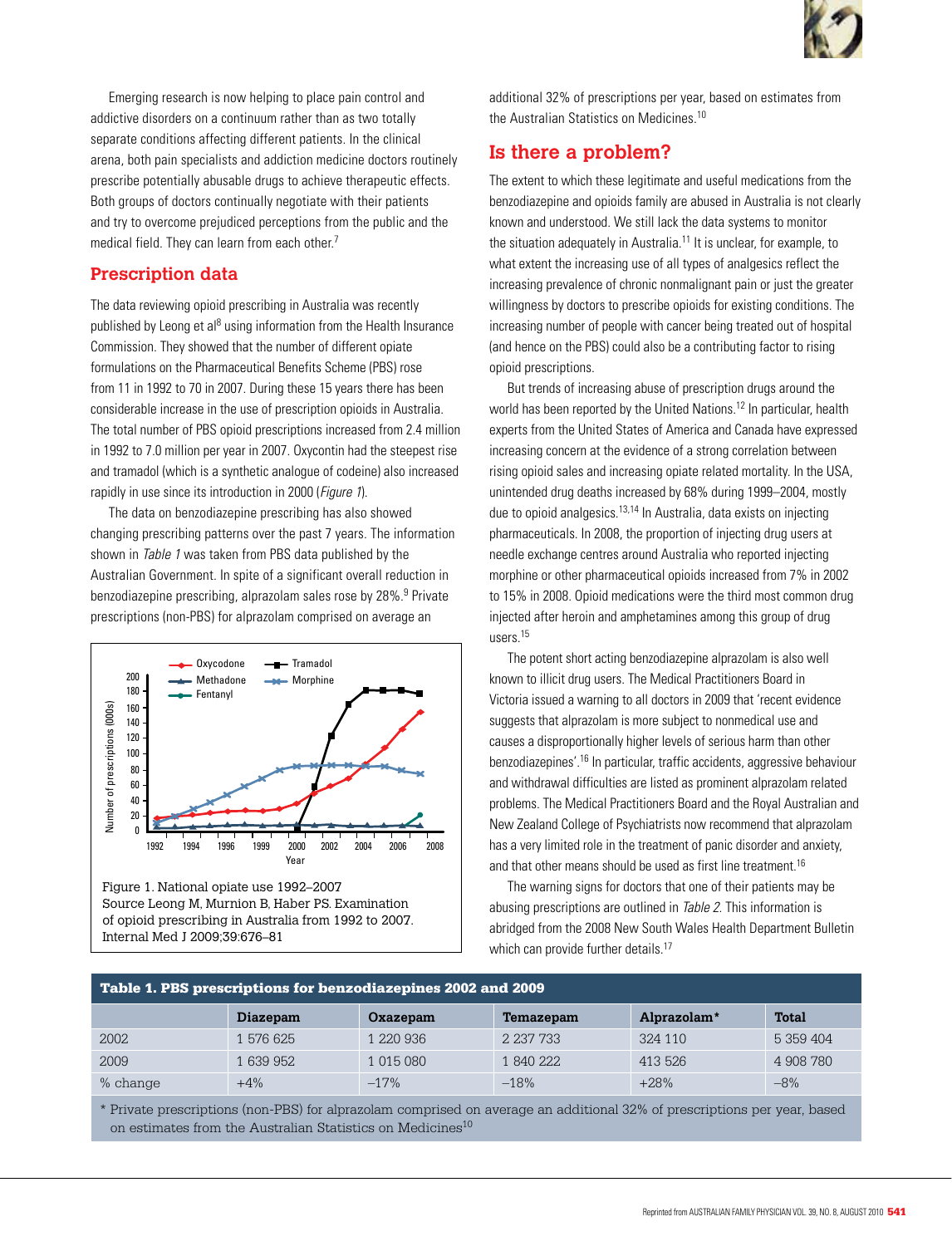Emerging research is now helping to place pain control and addictive disorders on a continuum rather than as two totally separate conditions affecting different patients. In the clinical arena, both pain specialists and addiction medicine doctors routinely prescribe potentially abusable drugs to achieve therapeutic effects. Both groups of doctors continually negotiate with their patients and try to overcome prejudiced perceptions from the public and the medical field. They can learn from each other.[7]

## Prescription data

The data reviewing opioid prescribing in Australia was recently published by Leong et al[8] using information from the Health Insurance Commission. They showed that the number of different opiate formulations on the Pharmaceutical Benefits Scheme (PBS) rose from 11 in 1992 to 70 in 2007. During these 15 years there has been considerable increase in the use of prescription opioids in Australia. The total number of PBS opioid prescriptions increased from 2.4 million in 1992 to 7.0 million per year in 2007. Oxycontin had the steepest rise and tramadol (which is a synthetic analogue of codeine) also increased rapidly in use since its introduction in 2000 (*Figure 1*).

The data on benzodiazepine prescribing has also showed changing prescribing patterns over the past 7 years. The information shown in *Table 1* was taken from PBS data published by the Australian Government. In spite of a significant overall reduction in benzodiazepine prescribing, alprazolam sales rose by 28%.[9] Private prescriptions (non-PBS) for alprazolam comprised on average an additional 32% of prescriptions per year, based on estimates from the Australian Statistics on Medicines.[10]

Figure 1. National opiate use 1992–2007
Source Leong M, Murnion B, Haber PS. Examination of opioid prescribing in Australia from 1992 to 2007. Internal Med J 2009;39:676–81

## Is there a problem?

The extent to which these legitimate and useful medications from the benzodiazepine and opioids family are abused in Australia is not clearly known and understood. We still lack the data systems to monitor the situation adequately in Australia.[11] It is unclear, for example, to what extent the increasing use of all types of analgesics reflect the increasing prevalence of chronic nonmalignant pain or just the greater willingness by doctors to prescribe opioids for existing conditions. The increasing number of people with cancer being treated out of hospital (and hence on the PBS) could also be a contributing factor to rising opioid prescriptions.

But trends of increasing abuse of prescription drugs around the world has been reported by the United Nations.[12] In particular, health experts from the United States of America and Canada have expressed increasing concern at the evidence of a strong correlation between rising opioid sales and increasing opiate related mortality. In the USA, unintended drug deaths increased by 68% during 1999–2004, mostly due to opioid analgesics.[13,14] In Australia, data exists on injecting pharmaceuticals. In 2008, the proportion of injecting drug users at needle exchange centres around Australia who reported injecting morphine or other pharmaceutical opioids increased from 7% in 2002 to 15% in 2008. Opioid medications were the third most common drug injected after heroin and amphetamines among this group of drug users.[15]

The potent short acting benzodiazepine alprazolam is also well known to illicit drug users. The Medical Practitioners Board in Victoria issued a warning to all doctors in 2009 that 'recent evidence suggests that alprazolam is more subject to nonmedical use and causes a disproportionally higher levels of serious harm than other benzodiazepines'.[16] In particular, traffic accidents, aggressive behaviour and withdrawal difficulties are listed as prominent alprazolam related problems. The Medical Practitioners Board and the Royal Australian and New Zealand College of Psychiatrists now recommend that alprazolam has a very limited role in the treatment of panic disorder and anxiety, and that other means should be used as first line treatment.[16]

The warning signs for doctors that one of their patients may be abusing prescriptions are outlined in *Table 2*. This information is abridged from the 2008 New South Wales Health Department Bulletin which can provide further details.[17]

**Table 1. PBS prescriptions for benzodiazepines 2002 and 2009**

| | Diazepam | Oxazepam | Temazepam | Alprazolam* | Total |
|---|---|---|---|---|---|
| 2002 | 1 576 625 | 1 220 936 | 2 237 733 | 324 110 | 5 359 404 |
| 2009 | 1 639 952 | 1 015 080 | 1 840 222 | 413 526 | 4 908 780 |
| % change | +4% | –17% | –18% | +28% | –8% |

\* Private prescriptions (non-PBS) for alprazolam comprised on average an additional 32% of prescriptions per year, based on estimates from the Australian Statistics on Medicines[10]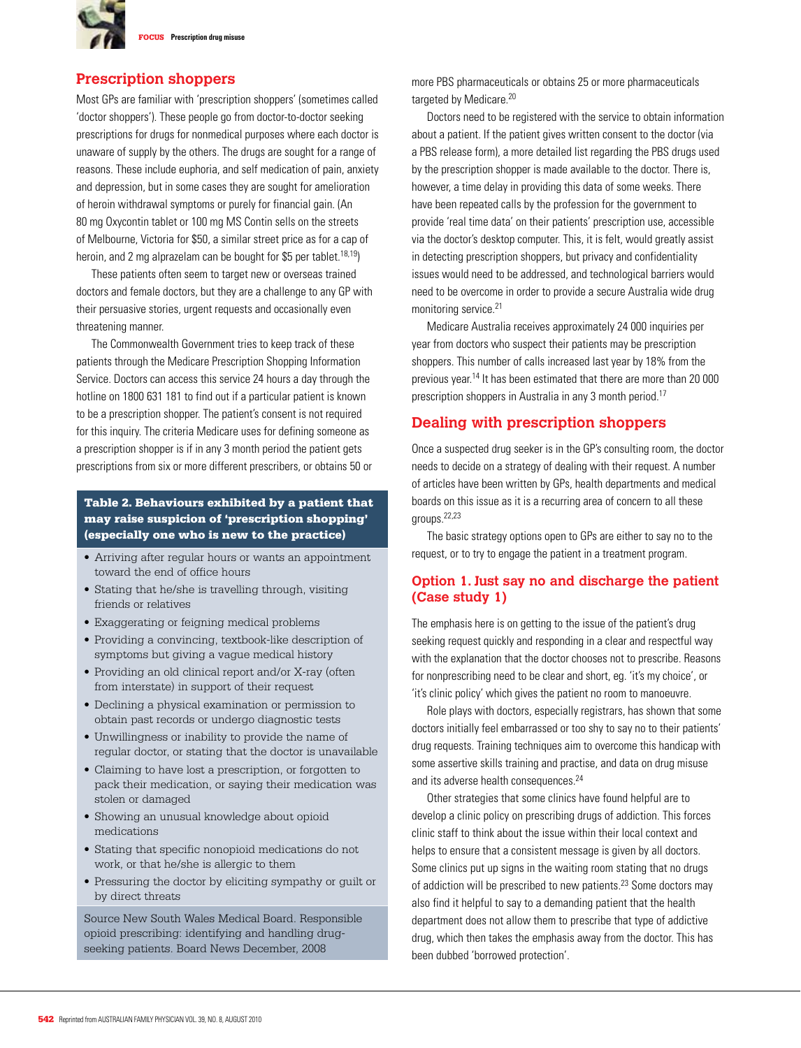## Prescription shoppers

Most GPs are familiar with 'prescription shoppers' (sometimes called 'doctor shoppers'). These people go from doctor-to-doctor seeking prescriptions for drugs for nonmedical purposes where each doctor is unaware of supply by the others. The drugs are sought for a range of reasons. These include euphoria, and self medication of pain, anxiety and depression, but in some cases they are sought for amelioration of heroin withdrawal symptoms or purely for financial gain. (An 80 mg Oxycontin tablet or 100 mg MS Contin sells on the streets of Melbourne, Victoria for $50, a similar street price as for a cap of heroin, and 2 mg alprazelam can be bought for $5 per tablet.[18,19])

These patients often seem to target new or overseas trained doctors and female doctors, but they are a challenge to any GP with their persuasive stories, urgent requests and occasionally even threatening manner.

The Commonwealth Government tries to keep track of these patients through the Medicare Prescription Shopping Information Service. Doctors can access this service 24 hours a day through the hotline on 1800 631 181 to find out if a particular patient is known to be a prescription shopper. The patient's consent is not required for this inquiry. The criteria Medicare uses for defining someone as a prescription shopper is if in any 3 month period the patient gets prescriptions from six or more different prescribers, or obtains 50 or more PBS pharmaceuticals or obtains 25 or more pharmaceuticals targeted by Medicare.[20]

Doctors need to be registered with the service to obtain information about a patient. If the patient gives written consent to the doctor (via a PBS release form), a more detailed list regarding the PBS drugs used by the prescription shopper is made available to the doctor. There is, however, a time delay in providing this data of some weeks. There have been repeated calls by the profession for the government to provide 'real time data' on their patients' prescription use, accessible via the doctor's desktop computer. This, it is felt, would greatly assist in detecting prescription shoppers, but privacy and confidentiality issues would need to be addressed, and technological barriers would need to be overcome in order to provide a secure Australia wide drug monitoring service.[21]

Medicare Australia receives approximately 24 000 inquiries per year from doctors who suspect their patients may be prescription shoppers. This number of calls increased last year by 18% from the previous year.[14] It has been estimated that there are more than 20 000 prescription shoppers in Australia in any 3 month period.[17]

**Table 2. Behaviours exhibited by a patient that may raise suspicion of 'prescription shopping' (especially one who is new to the practice)**

- Arriving after regular hours or wants an appointment toward the end of office hours
- Stating that he/she is travelling through, visiting friends or relatives
- Exaggerating or feigning medical problems
- Providing a convincing, textbook-like description of symptoms but giving a vague medical history
- Providing an old clinical report and/or X-ray (often from interstate) in support of their request
- Declining a physical examination or permission to obtain past records or undergo diagnostic tests
- Unwillingness or inability to provide the name of regular doctor, or stating that the doctor is unavailable
- Claiming to have lost a prescription, or forgotten to pack their medication, or saying their medication was stolen or damaged
- Showing an unusual knowledge about opioid medications
- Stating that specific nonopioid medications do not work, or that he/she is allergic to them
- Pressuring the doctor by eliciting sympathy or guilt or by direct threats

Source New South Wales Medical Board. Responsible opioid prescribing: identifying and handling drug-seeking patients. Board News December, 2008

## Dealing with prescription shoppers

Once a suspected drug seeker is in the GP's consulting room, the doctor needs to decide on a strategy of dealing with their request. A number of articles have been written by GPs, health departments and medical boards on this issue as it is a recurring area of concern to all these groups.[22,23]

The basic strategy options open to GPs are either to say no to the request, or to try to engage the patient in a treatment program.

### Option 1. Just say no and discharge the patient (Case study 1)

The emphasis here is on getting to the issue of the patient's drug seeking request quickly and responding in a clear and respectful way with the explanation that the doctor chooses not to prescribe. Reasons for nonprescribing need to be clear and short, eg. 'it's my choice', or 'it's clinic policy' which gives the patient no room to manoeuvre.

Role plays with doctors, especially registrars, has shown that some doctors initially feel embarrassed or too shy to say no to their patients' drug requests. Training techniques aim to overcome this handicap with some assertive skills training and practise, and data on drug misuse and its adverse health consequences.[24]

Other strategies that some clinics have found helpful are to develop a clinic policy on prescribing drugs of addiction. This forces clinic staff to think about the issue within their local context and helps to ensure that a consistent message is given by all doctors. Some clinics put up signs in the waiting room stating that no drugs of addiction will be prescribed to new patients.[23] Some doctors may also find it helpful to say to a demanding patient that the health department does not allow them to prescribe that type of addictive drug, which then takes the emphasis away from the doctor. This has been dubbed 'borrowed protection'.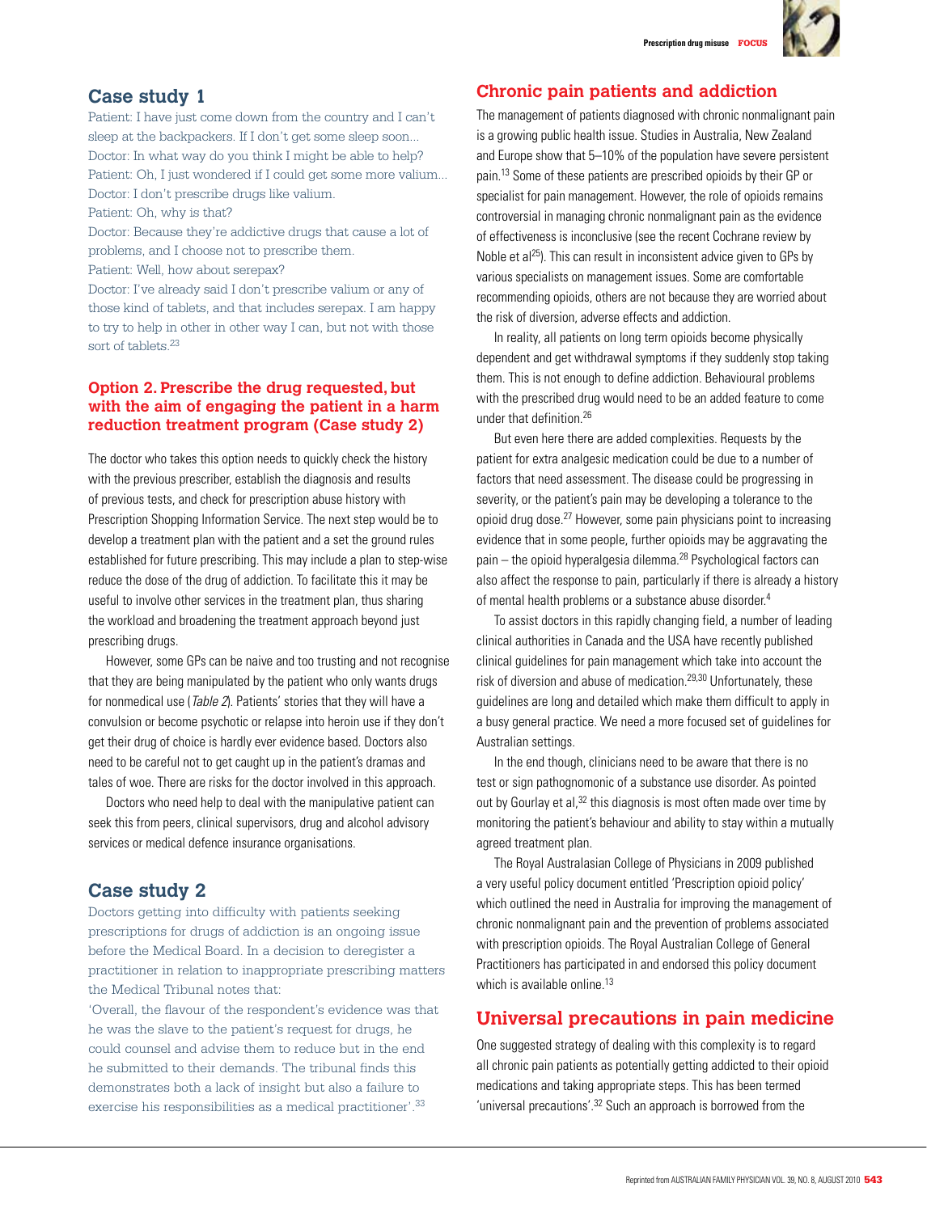## Case study 1

Patient: I have just come down from the country and I can't sleep at the backpackers. If I don't get some sleep soon...
Doctor: In what way do you think I might be able to help?
Patient: Oh, I just wondered if I could get some more valium...
Doctor: I don't prescribe drugs like valium.
Patient: Oh, why is that?
Doctor: Because they're addictive drugs that cause a lot of problems, and I choose not to prescribe them.
Patient: Well, how about serepax?
Doctor: I've already said I don't prescribe valium or any of those kind of tablets, and that includes serepax. I am happy to try to help in other in other way I can, but not with those sort of tablets.[23]

### Option 2. Prescribe the drug requested, but with the aim of engaging the patient in a harm reduction treatment program (Case study 2)

The doctor who takes this option needs to quickly check the history with the previous prescriber, establish the diagnosis and results of previous tests, and check for prescription abuse history with Prescription Shopping Information Service. The next step would be to develop a treatment plan with the patient and a set the ground rules established for future prescribing. This may include a plan to step-wise reduce the dose of the drug of addiction. To facilitate this it may be useful to involve other services in the treatment plan, thus sharing the workload and broadening the treatment approach beyond just prescribing drugs.

However, some GPs can be naive and too trusting and not recognise that they are being manipulated by the patient who only wants drugs for nonmedical use (*Table 2*). Patients' stories that they will have a convulsion or become psychotic or relapse into heroin use if they don't get their drug of choice is hardly ever evidence based. Doctors also need to be careful not to get caught up in the patient's dramas and tales of woe. There are risks for the doctor involved in this approach.

Doctors who need help to deal with the manipulative patient can seek this from peers, clinical supervisors, drug and alcohol advisory services or medical defence insurance organisations.

## Case study 2

Doctors getting into difficulty with patients seeking prescriptions for drugs of addiction is an ongoing issue before the Medical Board. In a decision to deregister a practitioner in relation to inappropriate prescribing matters the Medical Tribunal notes that:

'Overall, the flavour of the respondent's evidence was that he was the slave to the patient's request for drugs, he could counsel and advise them to reduce but in the end he submitted to their demands. The tribunal finds this demonstrates both a lack of insight but also a failure to exercise his responsibilities as a medical practitioner'.[33]

## Chronic pain patients and addiction

The management of patients diagnosed with chronic nonmalignant pain is a growing public health issue. Studies in Australia, New Zealand and Europe show that 5–10% of the population have severe persistent pain.[13] Some of these patients are prescribed opioids by their GP or specialist for pain management. However, the role of opioids remains controversial in managing chronic nonmalignant pain as the evidence of effectiveness is inconclusive (see the recent Cochrane review by Noble et al[25]). This can result in inconsistent advice given to GPs by various specialists on management issues. Some are comfortable recommending opioids, others are not because they are worried about the risk of diversion, adverse effects and addiction.

In reality, all patients on long term opioids become physically dependent and get withdrawal symptoms if they suddenly stop taking them. This is not enough to define addiction. Behavioural problems with the prescribed drug would need to be an added feature to come under that definition.[26]

But even here there are added complexities. Requests by the patient for extra analgesic medication could be due to a number of factors that need assessment. The disease could be progressing in severity, or the patient's pain may be developing a tolerance to the opioid drug dose.[27] However, some pain physicians point to increasing evidence that in some people, further opioids may be aggravating the pain – the opioid hyperalgesia dilemma.[28] Psychological factors can also affect the response to pain, particularly if there is already a history of mental health problems or a substance abuse disorder.[4]

To assist doctors in this rapidly changing field, a number of leading clinical authorities in Canada and the USA have recently published clinical guidelines for pain management which take into account the risk of diversion and abuse of medication.[29,30] Unfortunately, these guidelines are long and detailed which make them difficult to apply in a busy general practice. We need a more focused set of guidelines for Australian settings.

In the end though, clinicians need to be aware that there is no test or sign pathognomonic of a substance use disorder. As pointed out by Gourlay et al,[32] this diagnosis is most often made over time by monitoring the patient's behaviour and ability to stay within a mutually agreed treatment plan.

The Royal Australasian College of Physicians in 2009 published a very useful policy document entitled 'Prescription opioid policy' which outlined the need in Australia for improving the management of chronic nonmalignant pain and the prevention of problems associated with prescription opioids. The Royal Australian College of General Practitioners has participated in and endorsed this policy document which is available online.[13]

## Universal precautions in pain medicine

One suggested strategy of dealing with this complexity is to regard all chronic pain patients as potentially getting addicted to their opioid medications and taking appropriate steps. This has been termed 'universal precautions'.[32] Such an approach is borrowed from the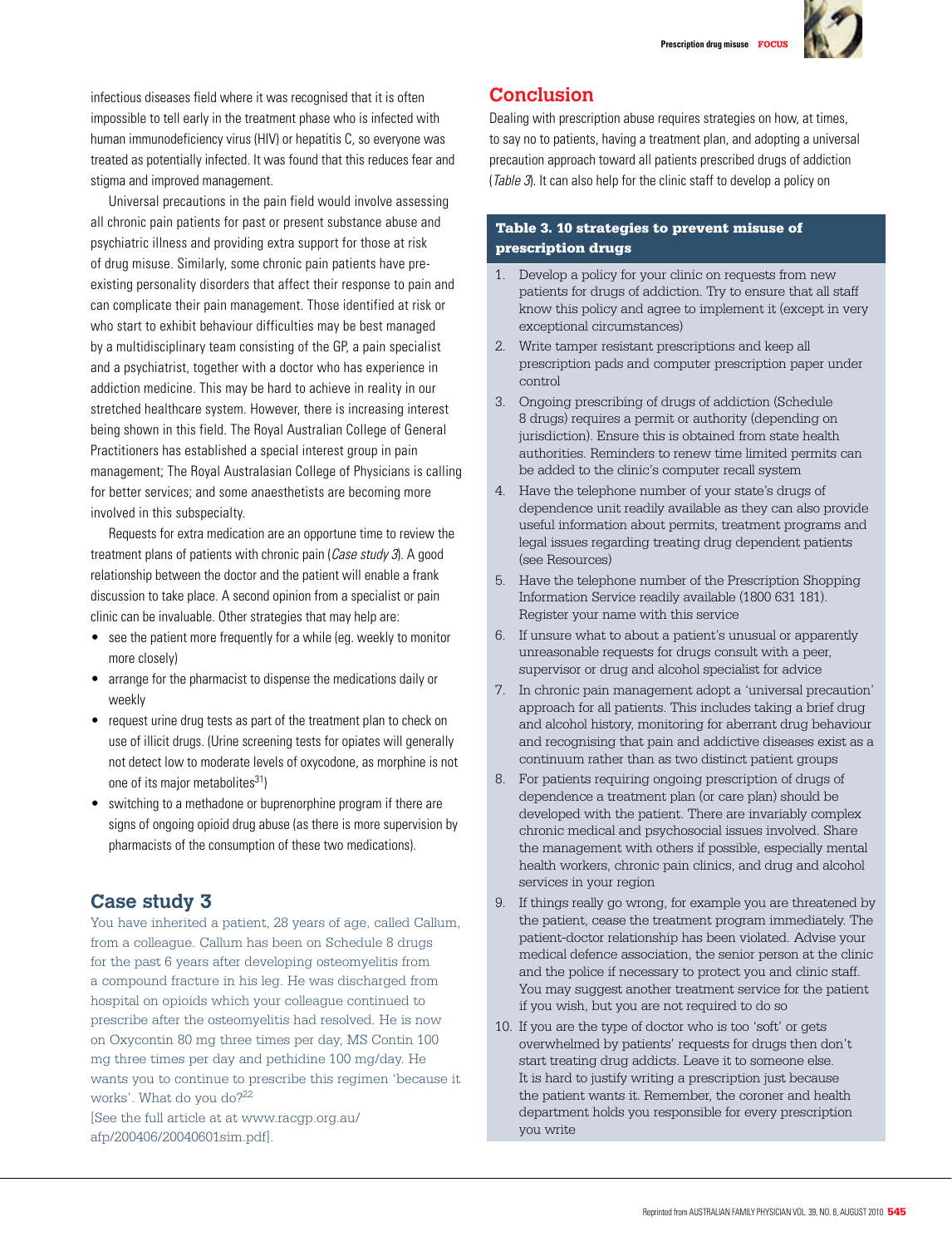infectious diseases field where it was recognised that it is often impossible to tell early in the treatment phase who is infected with human immunodeficiency virus (HIV) or hepatitis C, so everyone was treated as potentially infected. It was found that this reduces fear and stigma and improved management.

Universal precautions in the pain field would involve assessing all chronic pain patients for past or present substance abuse and psychiatric illness and providing extra support for those at risk of drug misuse. Similarly, some chronic pain patients have pre-existing personality disorders that affect their response to pain and can complicate their pain management. Those identified at risk or who start to exhibit behaviour difficulties may be best managed by a multidisciplinary team consisting of the GP, a pain specialist and a psychiatrist, together with a doctor who has experience in addiction medicine. This may be hard to achieve in reality in our stretched healthcare system. However, there is increasing interest being shown in this field. The Royal Australian College of General Practitioners has established a special interest group in pain management; The Royal Australasian College of Physicians is calling for better services; and some anaesthetists are becoming more involved in this subspecialty.

Requests for extra medication are an opportune time to review the treatment plans of patients with chronic pain (*Case study 3*). A good relationship between the doctor and the patient will enable a frank discussion to take place. A second opinion from a specialist or pain clinic can be invaluable. Other strategies that may help are:

- see the patient more frequently for a while (eg. weekly to monitor more closely)
- arrange for the pharmacist to dispense the medications daily or weekly
- request urine drug tests as part of the treatment plan to check on use of illicit drugs. (Urine screening tests for opiates will generally not detect low to moderate levels of oxycodone, as morphine is not one of its major metabolites[31])
- switching to a methadone or buprenorphine program if there are signs of ongoing opioid drug abuse (as there is more supervision by pharmacists of the consumption of these two medications).

## Case study 3

You have inherited a patient, 28 years of age, called Callum, from a colleague. Callum has been on Schedule 8 drugs for the past 6 years after developing osteomyelitis from a compound fracture in his leg. He was discharged from hospital on opioids which your colleague continued to prescribe after the osteomyelitis had resolved. He is now on Oxycontin 80 mg three times per day, MS Contin 100 mg three times per day and pethidine 100 mg/day. He wants you to continue to prescribe this regimen 'because it works'. What do you do?[22]

[See the full article at at www.racgp.org.au/afp/200406/20040601sim.pdf].

## Conclusion

Dealing with prescription abuse requires strategies on how, at times, to say no to patients, having a treatment plan, and adopting a universal precaution approach toward all patients prescribed drugs of addiction (*Table 3*). It can also help for the clinic staff to develop a policy on

**Table 3. 10 strategies to prevent misuse of prescription drugs**

1. Develop a policy for your clinic on requests from new patients for drugs of addiction. Try to ensure that all staff know this policy and agree to implement it (except in very exceptional circumstances)
2. Write tamper resistant prescriptions and keep all prescription pads and computer prescription paper under control
3. Ongoing prescribing of drugs of addiction (Schedule 8 drugs) requires a permit or authority (depending on jurisdiction). Ensure this is obtained from state health authorities. Reminders to renew time limited permits can be added to the clinic's computer recall system
4. Have the telephone number of your state's drugs of dependence unit readily available as they can also provide useful information about permits, treatment programs and legal issues regarding treating drug dependent patients (see Resources)
5. Have the telephone number of the Prescription Shopping Information Service readily available (1800 631 181). Register your name with this service
6. If unsure what to about a patient's unusual or apparently unreasonable requests for drugs consult with a peer, supervisor or drug and alcohol specialist for advice
7. In chronic pain management adopt a 'universal precaution' approach for all patients. This includes taking a brief drug and alcohol history, monitoring for aberrant drug behaviour and recognising that pain and addictive diseases exist as a continuum rather than as two distinct patient groups
8. For patients requiring ongoing prescription of drugs of dependence a treatment plan (or care plan) should be developed with the patient. There are invariably complex chronic medical and psychosocial issues involved. Share the management with others if possible, especially mental health workers, chronic pain clinics, and drug and alcohol services in your region
9. If things really go wrong, for example you are threatened by the patient, cease the treatment program immediately. The patient-doctor relationship has been violated. Advise your medical defence association, the senior person at the clinic and the police if necessary to protect you and clinic staff. You may suggest another treatment service for the patient if you wish, but you are not required to do so
10. If you are the type of doctor who is too 'soft' or gets overwhelmed by patients' requests for drugs then don't start treating drug addicts. Leave it to someone else. It is hard to justify writing a prescription just because the patient wants it. Remember, the coroner and health department holds you responsible for every prescription you write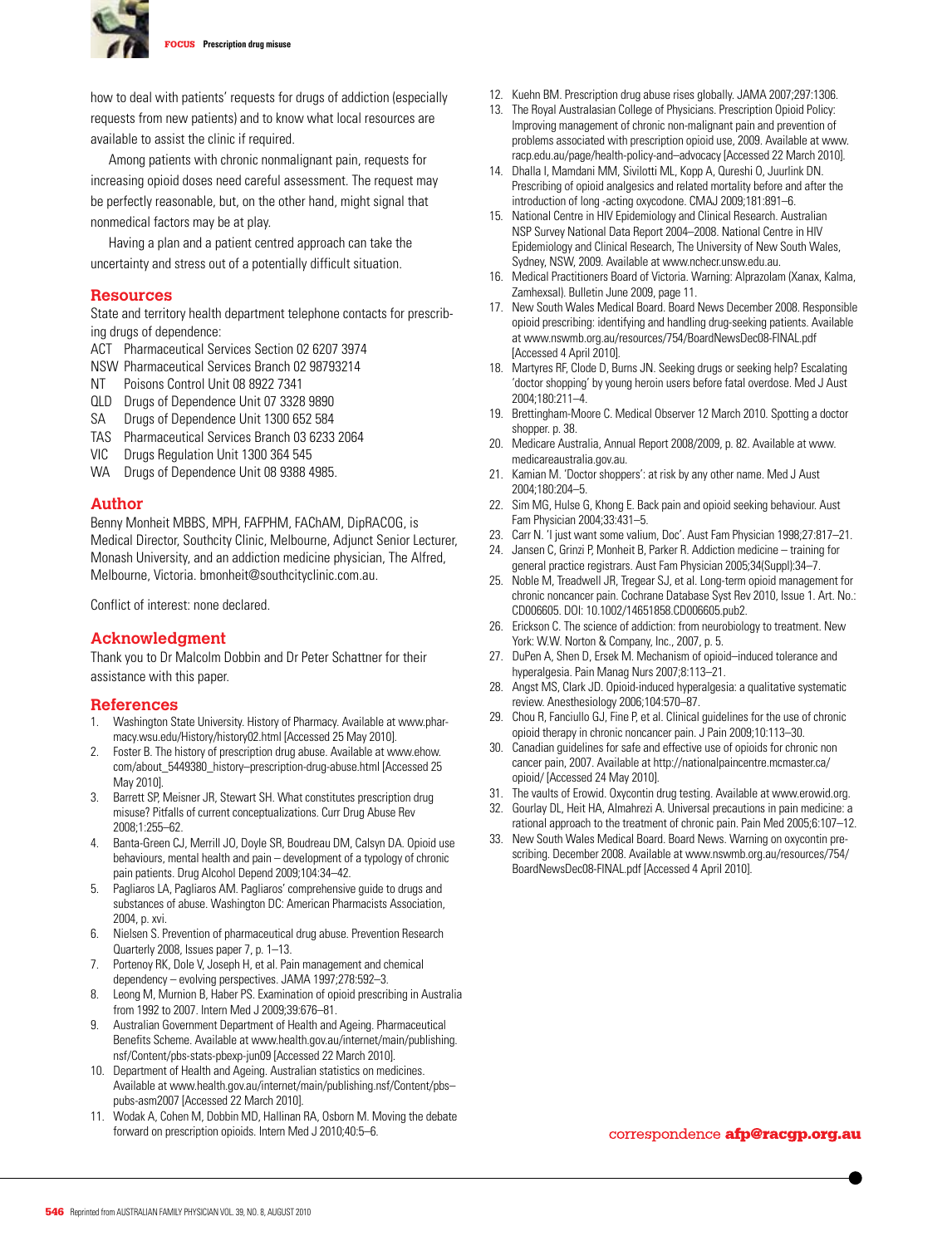how to deal with patients' requests for drugs of addiction (especially requests from new patients) and to know what local resources are available to assist the clinic if required.

Among patients with chronic nonmalignant pain, requests for increasing opioid doses need careful assessment. The request may be perfectly reasonable, but, on the other hand, might signal that nonmedical factors may be at play.

Having a plan and a patient centred approach can take the uncertainty and stress out of a potentially difficult situation.

## Resources

State and territory health department telephone contacts for prescribing drugs of dependence:

- ACT Pharmaceutical Services Section 02 6207 3974
- NSW Pharmaceutical Services Branch 02 98793214
- NT Poisons Control Unit 08 8922 7341
- QLD Drugs of Dependence Unit 07 3328 9890
- SA Drugs of Dependence Unit 1300 652 584
- TAS Pharmaceutical Services Branch 03 6233 2064
- VIC Drugs Regulation Unit 1300 364 545
- WA Drugs of Dependence Unit 08 9388 4985.

## Author

Benny Monheit MBBS, MPH, FAFPHM, FAChAM, DipRACOG, is Medical Director, Southcity Clinic, Melbourne, Adjunct Senior Lecturer, Monash University, and an addiction medicine physician, The Alfred, Melbourne, Victoria. bmonheit@southcityclinic.com.au.

Conflict of interest: none declared.

## Acknowledgment

Thank you to Dr Malcolm Dobbin and Dr Peter Schattner for their assistance with this paper.

## References

1. Washington State University. History of Pharmacy. Available at www.pharmacy.wsu.edu/History/history02.html [Accessed 25 May 2010].
2. Foster B. The history of prescription drug abuse. Available at www.ehow.com/about_5449380_history–prescription-drug-abuse.html [Accessed 25 May 2010].
3. Barrett SP, Meisner JR, Stewart SH. What constitutes prescription drug misuse? Pitfalls of current conceptualizations. Curr Drug Abuse Rev 2008;1:255–62.
4. Banta-Green CJ, Merrill JO, Doyle SR, Boudreau DM, Calsyn DA. Opioid use behaviours, mental health and pain – development of a typology of chronic pain patients. Drug Alcohol Depend 2009;104:34–42.
5. Pagliaros LA, Pagliaros AM. Pagliaros' comprehensive guide to drugs and substances of abuse. Washington DC: American Pharmacists Association, 2004, p. xvi.
6. Nielsen S. Prevention of pharmaceutical drug abuse. Prevention Research Quarterly 2008, Issues paper 7, p. 1–13.
7. Portenoy RK, Dole V, Joseph H, et al. Pain management and chemical dependency – evolving perspectives. JAMA 1997;278:592–3.
8. Leong M, Murnion B, Haber PS. Examination of opioid prescribing in Australia from 1992 to 2007. Intern Med J 2009;39:676–81.
9. Australian Government Department of Health and Ageing. Pharmaceutical Benefits Scheme. Available at www.health.gov.au/internet/main/publishing.nsf/Content/pbs-stats-pbexp-jun09 [Accessed 22 March 2010].
10. Department of Health and Ageing. Australian statistics on medicines. Available at www.health.gov.au/internet/main/publishing.nsf/Content/pbs–pubs-asm2007 [Accessed 22 March 2010].
11. Wodak A, Cohen M, Dobbin MD, Hallinan RA, Osborn M. Moving the debate forward on prescription opioids. Intern Med J 2010;40:5–6.
12. Kuehn BM. Prescription drug abuse rises globally. JAMA 2007;297:1306.
13. The Royal Australasian College of Physicians. Prescription Opioid Policy: Improving management of chronic non-malignant pain and prevention of problems associated with prescription opioid use, 2009. Available at www.racp.edu.au/page/health-policy-and–advocacy [Accessed 22 March 2010].
14. Dhalla I, Mamdani MM, Sivilotti ML, Kopp A, Qureshi O, Juurlink DN. Prescribing of opioid analgesics and related mortality before and after the introduction of long -acting oxycodone. CMAJ 2009;181:891–6.
15. National Centre in HIV Epidemiology and Clinical Research. Australian NSP Survey National Data Report 2004–2008. National Centre in HIV Epidemiology and Clinical Research, The University of New South Wales, Sydney, NSW, 2009. Available at www.nchecr.unsw.edu.au.
16. Medical Practitioners Board of Victoria. Warning: Alprazolam (Xanax, Kalma, Zamhexsal). Bulletin June 2009, page 11.
17. New South Wales Medical Board. Board News December 2008. Responsible opioid prescribing: identifying and handling drug-seeking patients. Available at www.nswmb.org.au/resources/754/BoardNewsDec08-FINAL.pdf [Accessed 4 April 2010].
18. Martyres RF, Clode D, Burns JN. Seeking drugs or seeking help? Escalating 'doctor shopping' by young heroin users before fatal overdose. Med J Aust 2004;180:211–4.
19. Brettingham-Moore C. Medical Observer 12 March 2010. Spotting a doctor shopper. p. 38.
20. Medicare Australia, Annual Report 2008/2009, p. 82. Available at www.medicareaustralia.gov.au.
21. Kamian M. 'Doctor shoppers': at risk by any other name. Med J Aust 2004;180:204–5.
22. Sim MG, Hulse G, Khong E. Back pain and opioid seeking behaviour. Aust Fam Physician 2004;33:431–5.
23. Carr N. 'I just want some valium, Doc'. Aust Fam Physician 1998;27:817–21.
24. Jansen C, Grinzi P, Monheit B, Parker R. Addiction medicine – training for general practice registrars. Aust Fam Physician 2005;34(Suppl):34–7.
25. Noble M, Treadwell JR, Tregear SJ, et al. Long-term opioid management for chronic noncancer pain. Cochrane Database Syst Rev 2010, Issue 1. Art. No.: CD006605. DOI: 10.1002/14651858.CD006605.pub2.
26. Erickson C. The science of addiction: from neurobiology to treatment. New York: W.W. Norton & Company, Inc., 2007, p. 5.
27. DuPen A, Shen D, Ersek M. Mechanism of opioid–induced tolerance and hyperalgesia. Pain Manag Nurs 2007;8:113–21.
28. Angst MS, Clark JD. Opioid-induced hyperalgesia: a qualitative systematic review. Anesthesiology 2006;104:570–87.
29. Chou R, Fanciullo GJ, Fine P, et al. Clinical guidelines for the use of chronic opioid therapy in chronic noncancer pain. J Pain 2009;10:113–30.
30. Canadian guidelines for safe and effective use of opioids for chronic non cancer pain, 2007. Available at http://nationalpaincentre.mcmaster.ca/opioid/ [Accessed 24 May 2010].
31. The vaults of Erowid. Oxycontin drug testing. Available at www.erowid.org.
32. Gourlay DL, Heit HA, Almahrezi A. Universal precautions in pain medicine: a rational approach to the treatment of chronic pain. Pain Med 2005;6:107–12.
33. New South Wales Medical Board. Board News. Warning on oxycontin prescribing. December 2008. Available at www.nswmb.org.au/resources/754/BoardNewsDec08-FINAL.pdf [Accessed 4 April 2010].

correspondence **afp@racgp.org.au**